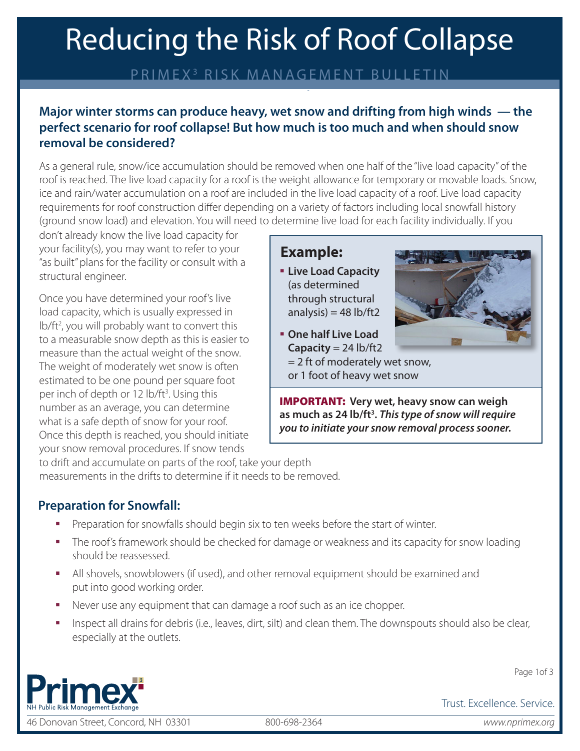# Reducing the Risk of Roof Collapse

PRIMEX[3] RISK MANAGEMENT BULLETIN

### Major winter storms can produce heavy, wet snow and drifting from high winds — the perfect scenario for roof collapse! But how much is too much and when should snow removal be considered?

As a general rule, snow/ice accumulation should be removed when one half of the "live load capacity" of the roof is reached. The live load capacity for a roof is the weight allowance for temporary or movable loads. Snow, ice and rain/water accumulation on a roof are included in the live load capacity of a roof. Live load capacity requirements for roof construction differ depending on a variety of factors including local snowfall history (ground snow load) and elevation. You will need to determine live load for each facility individually. If you don't already know the live load capacity for your facility(s), you may want to refer to your "as built" plans for the facility or consult with a structural engineer.

Once you have determined your roof's live load capacity, which is usually expressed in lb/ft$^2$, you will probably want to convert this to a measurable snow depth as this is easier to measure than the actual weight of the snow. The weight of moderately wet snow is often estimated to be one pound per square foot per inch of depth or 12 lb/ft$^3$. Using this number as an average, you can determine what is a safe depth of snow for your roof. Once this depth is reached, you should initiate your snow removal procedures. If snow tends to drift and accumulate on parts of the roof, take your depth measurements in the drifts to determine if it needs to be removed.

> **Example:**
>
> - **Live Load Capacity** (as determined through structural analysis) = 48 lb/ft2
> - **One half Live Load Capacity** = 24 lb/ft2 = 2 ft of moderately wet snow, or 1 foot of heavy wet snow
>
> **IMPORTANT: Very wet, heavy snow can weigh as much as 24 lb/ft$^3$. *This type of snow will require you to initiate your snow removal process sooner.***

## Preparation for Snowfall:

- Preparation for snowfalls should begin six to ten weeks before the start of winter.
- The roof's framework should be checked for damage or weakness and its capacity for snow loading should be reassessed.
- All shovels, snowblowers (if used), and other removal equipment should be examined and put into good working order.
- Never use any equipment that can damage a roof such as an ice chopper.
- Inspect all drains for debris (i.e., leaves, dirt, silt) and clean them. The downspouts should also be clear, especially at the outlets.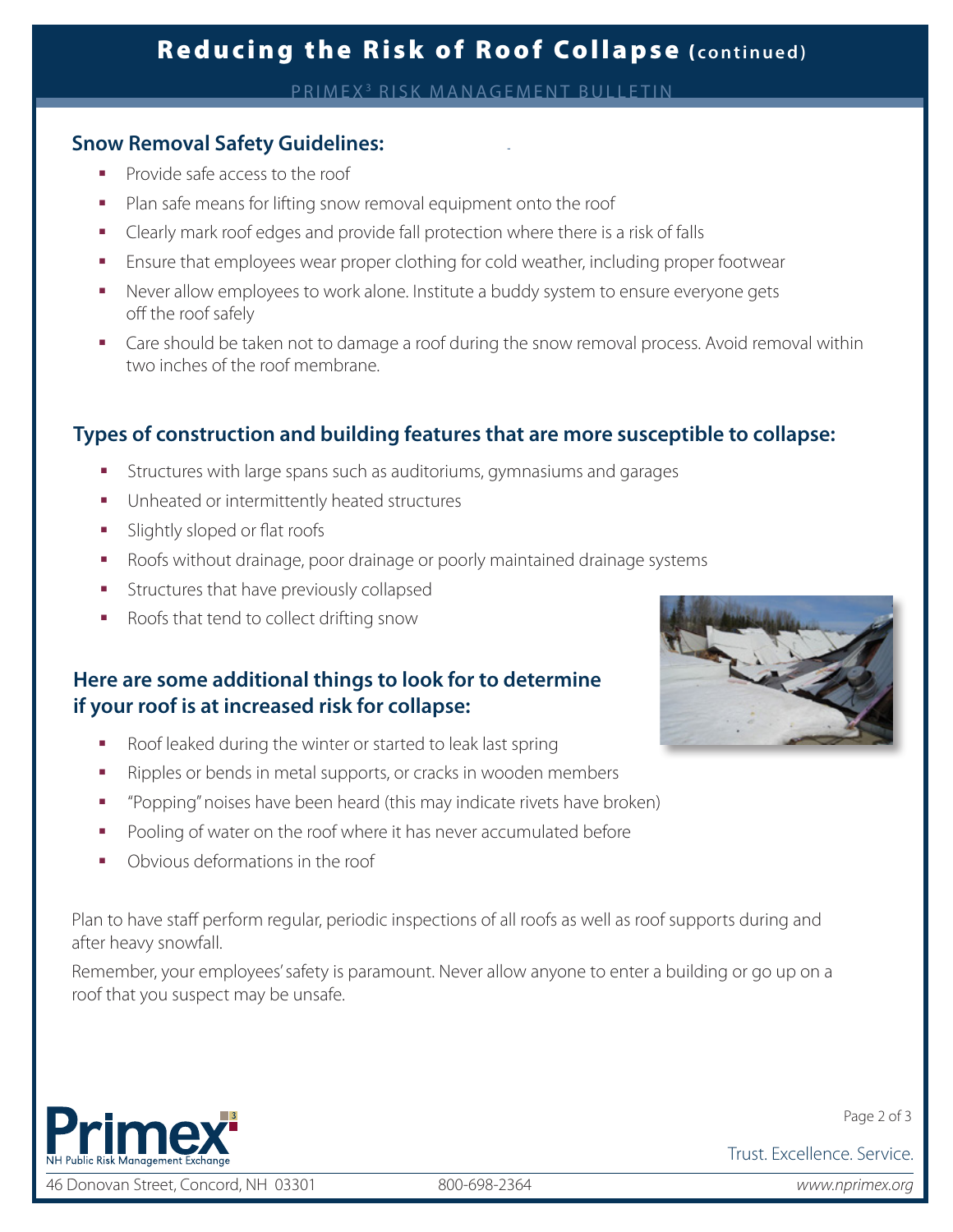## Snow Removal Safety Guidelines:

- Provide safe access to the roof
- Plan safe means for lifting snow removal equipment onto the roof
- Clearly mark roof edges and provide fall protection where there is a risk of falls
- Ensure that employees wear proper clothing for cold weather, including proper footwear
- Never allow employees to work alone. Institute a buddy system to ensure everyone gets off the roof safely
- Care should be taken not to damage a roof during the snow removal process. Avoid removal within two inches of the roof membrane.

## Types of construction and building features that are more susceptible to collapse:

- Structures with large spans such as auditoriums, gymnasiums and garages
- Unheated or intermittently heated structures
- Slightly sloped or flat roofs
- Roofs without drainage, poor drainage or poorly maintained drainage systems
- Structures that have previously collapsed
- Roofs that tend to collect drifting snow

## Here are some additional things to look for to determine if your roof is at increased risk for collapse:

- Roof leaked during the winter or started to leak last spring
- Ripples or bends in metal supports, or cracks in wooden members
- "Popping" noises have been heard (this may indicate rivets have broken)
- Pooling of water on the roof where it has never accumulated before
- Obvious deformations in the roof

Plan to have staff perform regular, periodic inspections of all roofs as well as roof supports during and after heavy snowfall.

Remember, your employees' safety is paramount. Never allow anyone to enter a building or go up on a roof that you suspect may be unsafe.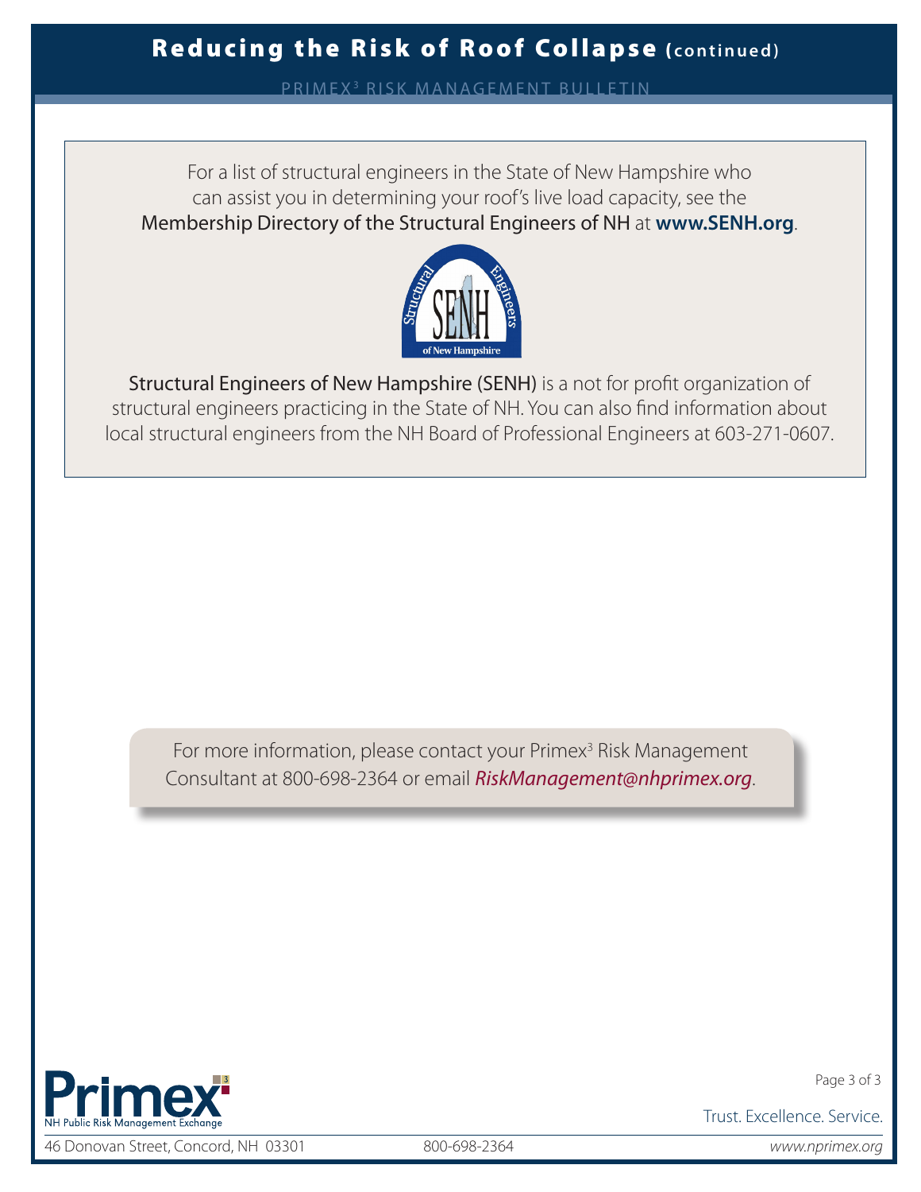For a list of structural engineers in the State of New Hampshire who can assist you in determining your roof's live load capacity, see the Membership Directory of the Structural Engineers of NH at **www.SENH.org**.

Structural Engineers of New Hampshire (SENH) is a not for profit organization of structural engineers practicing in the State of NH. You can also find information about local structural engineers from the NH Board of Professional Engineers at 603-271-0607.

For more information, please contact your Primex[3] Risk Management Consultant at 800-698-2364 or email *RiskManagement@nhprimex.org*.